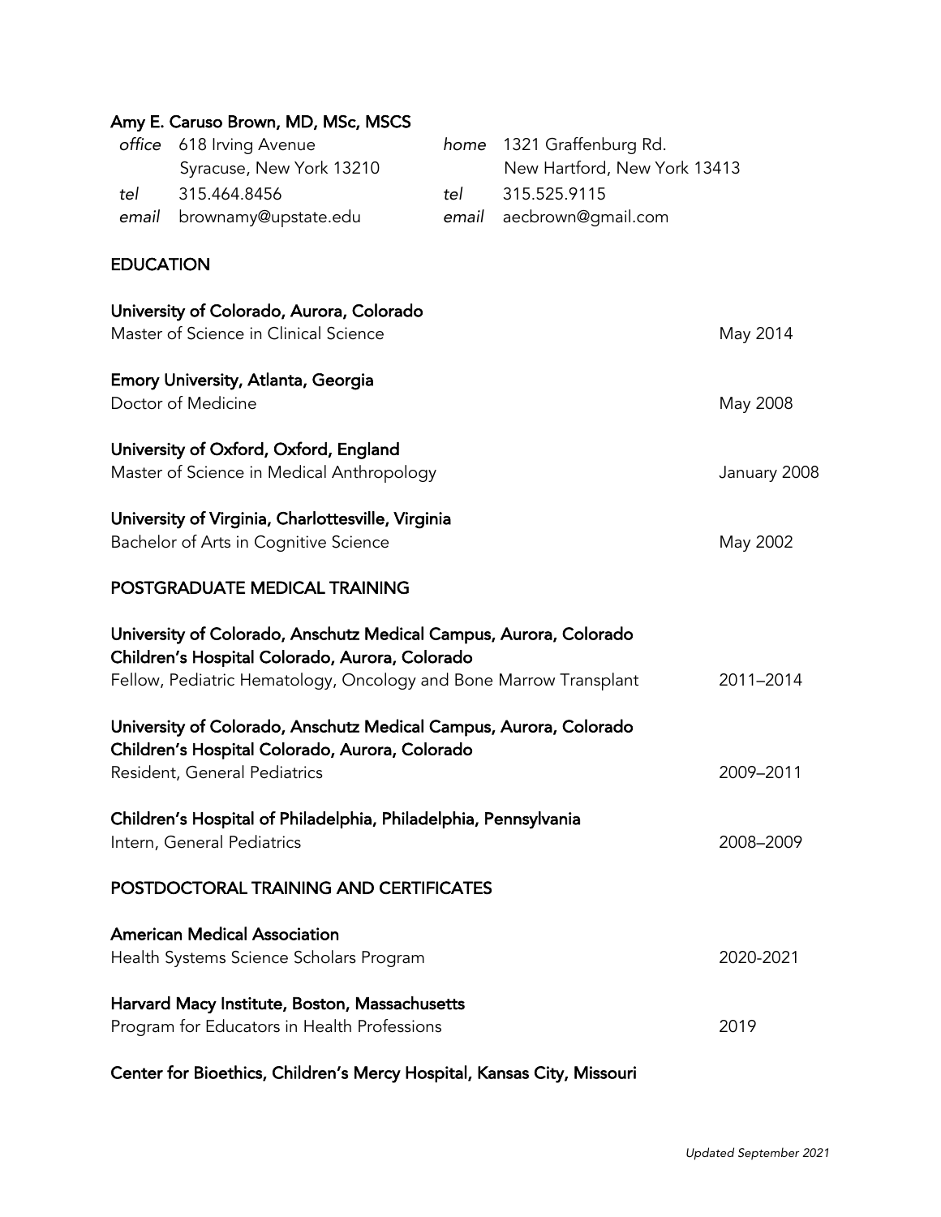# Amy E. Caruso Brown, MD, MSc, MSCS

*office* 618 Irving Avenue
Syracuse, New York 13210
*tel* 315.464.8456
*email* brownamy@upstate.edu

*home* 1321 Graffenburg Rd.
New Hartford, New York 13413
*tel* 315.525.9115
*email* aecbrown@gmail.com

## EDUCATION

**University of Colorado, Aurora, Colorado**
Master of Science in Clinical Science — May 2014

**Emory University, Atlanta, Georgia**
Doctor of Medicine — May 2008

**University of Oxford, Oxford, England**
Master of Science in Medical Anthropology — January 2008

**University of Virginia, Charlottesville, Virginia**
Bachelor of Arts in Cognitive Science — May 2002

## POSTGRADUATE MEDICAL TRAINING

**University of Colorado, Anschutz Medical Campus, Aurora, Colorado**
**Children's Hospital Colorado, Aurora, Colorado**
Fellow, Pediatric Hematology, Oncology and Bone Marrow Transplant — 2011–2014

**University of Colorado, Anschutz Medical Campus, Aurora, Colorado**
**Children's Hospital Colorado, Aurora, Colorado**
Resident, General Pediatrics — 2009–2011

**Children's Hospital of Philadelphia, Philadelphia, Pennsylvania**
Intern, General Pediatrics — 2008–2009

## POSTDOCTORAL TRAINING AND CERTIFICATES

**American Medical Association**
Health Systems Science Scholars Program — 2020-2021

**Harvard Macy Institute, Boston, Massachusetts**
Program for Educators in Health Professions — 2019

**Center for Bioethics, Children's Mercy Hospital, Kansas City, Missouri**

*Updated September 2021*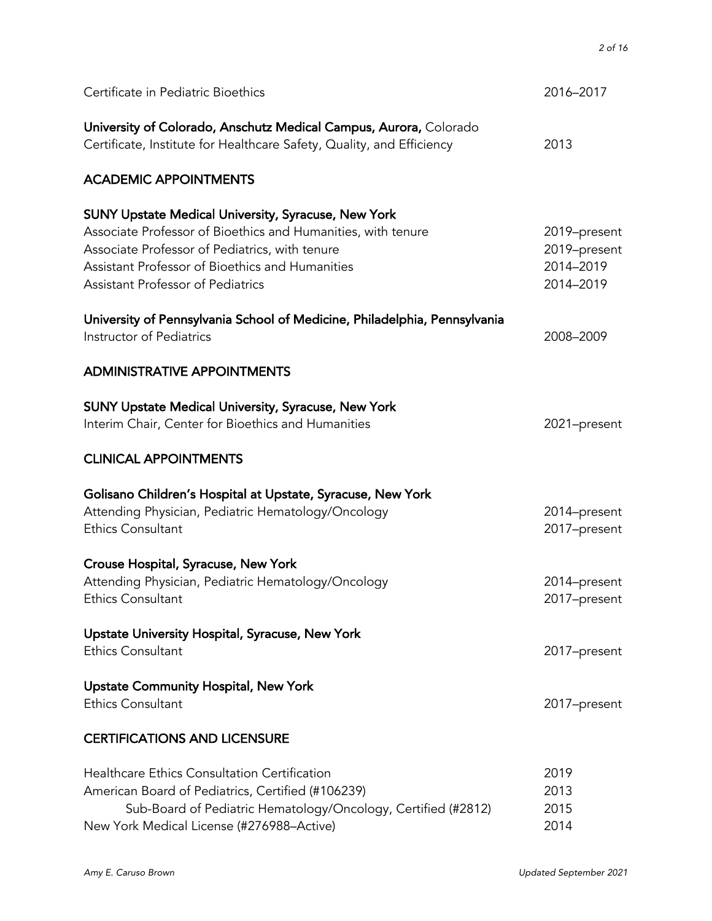Certificate in Pediatric Bioethics 2016–2017

**University of Colorado, Anschutz Medical Campus, Aurora,** Colorado
Certificate, Institute for Healthcare Safety, Quality, and Efficiency 2013

## ACADEMIC APPOINTMENTS

**SUNY Upstate Medical University, Syracuse, New York**
Associate Professor of Bioethics and Humanities, with tenure 2019–present
Associate Professor of Pediatrics, with tenure 2019–present
Assistant Professor of Bioethics and Humanities 2014–2019
Assistant Professor of Pediatrics 2014–2019

**University of Pennsylvania School of Medicine, Philadelphia, Pennsylvania**
Instructor of Pediatrics 2008–2009

## ADMINISTRATIVE APPOINTMENTS

**SUNY Upstate Medical University, Syracuse, New York**
Interim Chair, Center for Bioethics and Humanities 2021–present

## CLINICAL APPOINTMENTS

**Golisano Children's Hospital at Upstate, Syracuse, New York**
Attending Physician, Pediatric Hematology/Oncology 2014–present
Ethics Consultant 2017–present

**Crouse Hospital, Syracuse, New York**
Attending Physician, Pediatric Hematology/Oncology 2014–present
Ethics Consultant 2017–present

**Upstate University Hospital, Syracuse, New York**
Ethics Consultant 2017–present

**Upstate Community Hospital, New York**
Ethics Consultant 2017–present

## CERTIFICATIONS AND LICENSURE

Healthcare Ethics Consultation Certification 2019
American Board of Pediatrics, Certified (#106239) 2013
 Sub-Board of Pediatric Hematology/Oncology, Certified (#2812) 2015
New York Medical License (#276988–Active) 2014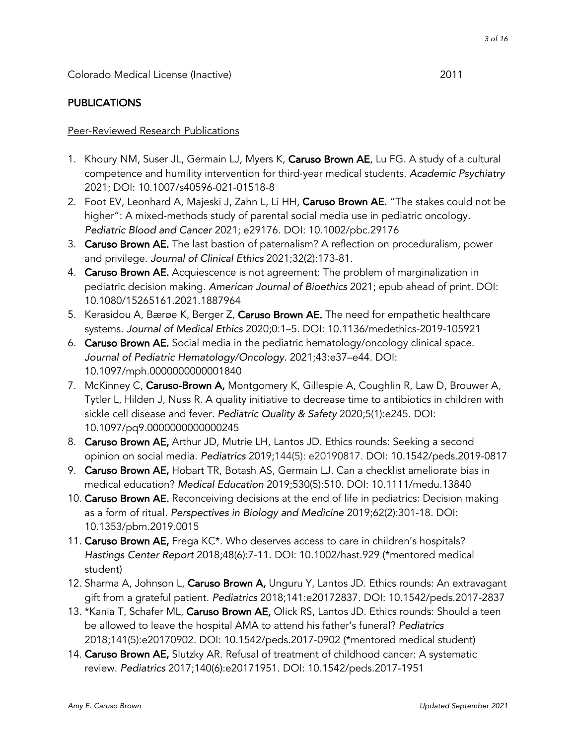Colorado Medical License (Inactive) 2011

## PUBLICATIONS

### Peer-Reviewed Research Publications

1. Khoury NM, Suser JL, Germain LJ, Myers K, **Caruso Brown AE**, Lu FG. A study of a cultural competence and humility intervention for third-year medical students. *Academic Psychiatry* 2021; DOI: 10.1007/s40596-021-01518-8
2. Foot EV, Leonhard A, Majeski J, Zahn L, Li HH, **Caruso Brown AE.** "The stakes could not be higher": A mixed-methods study of parental social media use in pediatric oncology. *Pediatric Blood and Cancer* 2021; e29176. DOI: 10.1002/pbc.29176
3. **Caruso Brown AE.** The last bastion of paternalism? A reflection on proceduralism, power and privilege. *Journal of Clinical Ethics* 2021;32(2):173-81.
4. **Caruso Brown AE.** Acquiescence is not agreement: The problem of marginalization in pediatric decision making. *American Journal of Bioethics* 2021; epub ahead of print. DOI: 10.1080/15265161.2021.1887964
5. Kerasidou A, Bærøe K, Berger Z, **Caruso Brown AE.** The need for empathetic healthcare systems. *Journal of Medical Ethics* 2020;0:1–5. DOI: 10.1136/medethics-2019-105921
6. **Caruso Brown AE.** Social media in the pediatric hematology/oncology clinical space. *Journal of Pediatric Hematology/Oncology.* 2021;43:e37–e44. DOI: 10.1097/mph.0000000000001840
7. McKinney C, **Caruso-Brown A,** Montgomery K, Gillespie A, Coughlin R, Law D, Brouwer A, Tytler L, Hilden J, Nuss R. A quality initiative to decrease time to antibiotics in children with sickle cell disease and fever. *Pediatric Quality & Safety* 2020;5(1):e245. DOI: 10.1097/pq9.0000000000000245
8. **Caruso Brown AE,** Arthur JD, Mutrie LH, Lantos JD. Ethics rounds: Seeking a second opinion on social media. *Pediatrics* 2019;144(5): e20190817. DOI: 10.1542/peds.2019-0817
9. **Caruso Brown AE,** Hobart TR, Botash AS, Germain LJ. Can a checklist ameliorate bias in medical education? *Medical Education* 2019;530(5):510. DOI: 10.1111/medu.13840
10. **Caruso Brown AE.** Reconceiving decisions at the end of life in pediatrics: Decision making as a form of ritual. *Perspectives in Biology and Medicine* 2019;62(2):301-18. DOI: 10.1353/pbm.2019.0015
11. **Caruso Brown AE,** Frega KC*. Who deserves access to care in children's hospitals? *Hastings Center Report* 2018;48(6):7-11. DOI: 10.1002/hast.929 (*mentored medical student)
12. Sharma A, Johnson L, **Caruso Brown A,** Unguru Y, Lantos JD. Ethics rounds: An extravagant gift from a grateful patient. *Pediatrics* 2018;141:e20172837. DOI: 10.1542/peds.2017-2837
13. *Kania T, Schafer ML, **Caruso Brown AE,** Olick RS, Lantos JD. Ethics rounds: Should a teen be allowed to leave the hospital AMA to attend his father's funeral? *Pediatrics* 2018;141(5):e20170902. DOI: 10.1542/peds.2017-0902 (*mentored medical student)
14. **Caruso Brown AE,** Slutzky AR. Refusal of treatment of childhood cancer: A systematic review. *Pediatrics* 2017;140(6):e20171951. DOI: 10.1542/peds.2017-1951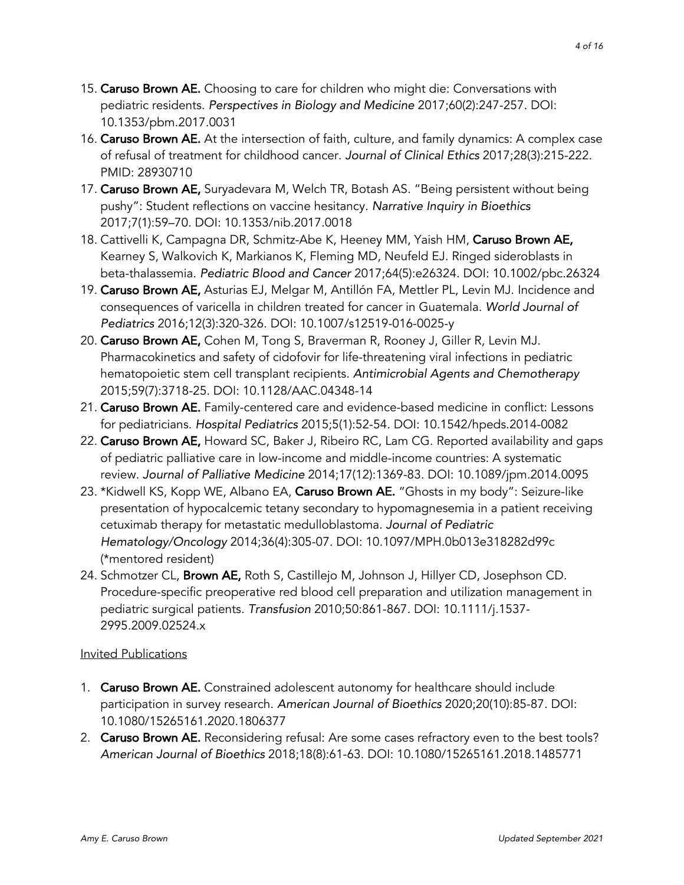15. **Caruso Brown AE.** Choosing to care for children who might die: Conversations with pediatric residents. *Perspectives in Biology and Medicine* 2017;60(2):247-257. DOI: 10.1353/pbm.2017.0031
16. **Caruso Brown AE.** At the intersection of faith, culture, and family dynamics: A complex case of refusal of treatment for childhood cancer. *Journal of Clinical Ethics* 2017;28(3):215-222. PMID: 28930710
17. **Caruso Brown AE,** Suryadevara M, Welch TR, Botash AS. "Being persistent without being pushy": Student reflections on vaccine hesitancy. *Narrative Inquiry in Bioethics* 2017;7(1):59–70. DOI: 10.1353/nib.2017.0018
18. Cattivelli K, Campagna DR, Schmitz-Abe K, Heeney MM, Yaish HM, **Caruso Brown AE,** Kearney S, Walkovich K, Markianos K, Fleming MD, Neufeld EJ. Ringed sideroblasts in beta-thalassemia. *Pediatric Blood and Cancer* 2017;64(5):e26324. DOI: 10.1002/pbc.26324
19. **Caruso Brown AE,** Asturias EJ, Melgar M, Antillón FA, Mettler PL, Levin MJ. Incidence and consequences of varicella in children treated for cancer in Guatemala. *World Journal of Pediatrics* 2016;12(3):320-326. DOI: 10.1007/s12519-016-0025-y
20. **Caruso Brown AE,** Cohen M, Tong S, Braverman R, Rooney J, Giller R, Levin MJ. Pharmacokinetics and safety of cidofovir for life-threatening viral infections in pediatric hematopoietic stem cell transplant recipients. *Antimicrobial Agents and Chemotherapy* 2015;59(7):3718-25. DOI: 10.1128/AAC.04348-14
21. **Caruso Brown AE.** Family-centered care and evidence-based medicine in conflict: Lessons for pediatricians. *Hospital Pediatrics* 2015;5(1):52-54. DOI: 10.1542/hpeds.2014-0082
22. **Caruso Brown AE,** Howard SC, Baker J, Ribeiro RC, Lam CG. Reported availability and gaps of pediatric palliative care in low-income and middle-income countries: A systematic review. *Journal of Palliative Medicine* 2014;17(12):1369-83. DOI: 10.1089/jpm.2014.0095
23. *Kidwell KS, Kopp WE, Albano EA, **Caruso Brown AE.** "Ghosts in my body": Seizure-like presentation of hypocalcemic tetany secondary to hypomagnesemia in a patient receiving cetuximab therapy for metastatic medulloblastoma. *Journal of Pediatric Hematology/Oncology* 2014;36(4):305-07. DOI: 10.1097/MPH.0b013e318282d99c (*mentored resident)
24. Schmotzer CL, **Brown AE,** Roth S, Castillejo M, Johnson J, Hillyer CD, Josephson CD. Procedure-specific preoperative red blood cell preparation and utilization management in pediatric surgical patients. *Transfusion* 2010;50:861-867. DOI: 10.1111/j.1537-2995.2009.02524.x

Invited Publications

1. **Caruso Brown AE.** Constrained adolescent autonomy for healthcare should include participation in survey research. *American Journal of Bioethics* 2020;20(10):85-87. DOI: 10.1080/15265161.2020.1806377
2. **Caruso Brown AE.** Reconsidering refusal: Are some cases refractory even to the best tools? *American Journal of Bioethics* 2018;18(8):61-63. DOI: 10.1080/15265161.2018.1485771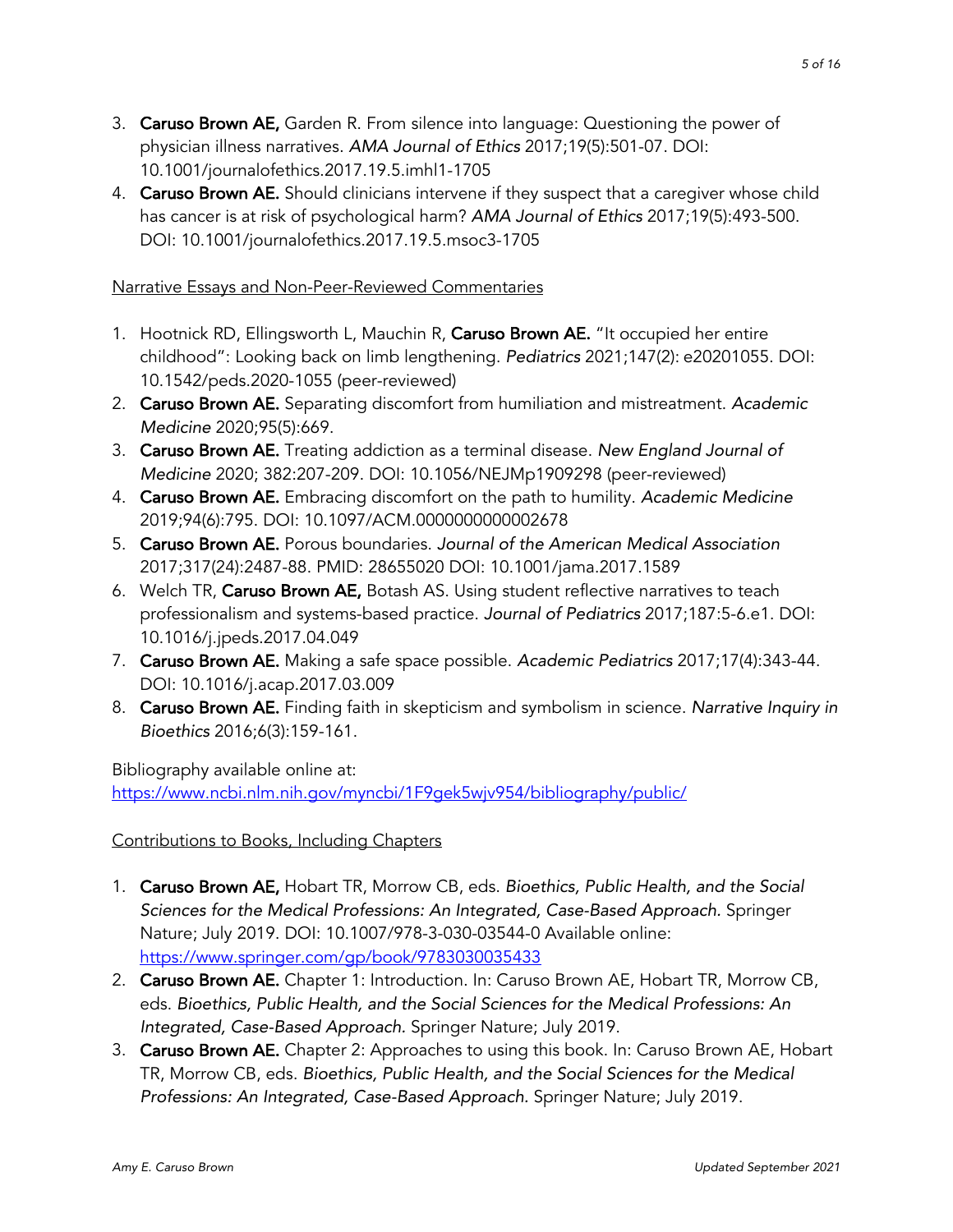3. **Caruso Brown AE,** Garden R. From silence into language: Questioning the power of physician illness narratives. *AMA Journal of Ethics* 2017;19(5):501-07. DOI: 10.1001/journalofethics.2017.19.5.imhl1-1705
4. **Caruso Brown AE.** Should clinicians intervene if they suspect that a caregiver whose child has cancer is at risk of psychological harm? *AMA Journal of Ethics* 2017;19(5):493-500. DOI: 10.1001/journalofethics.2017.19.5.msoc3-1705

Narrative Essays and Non-Peer-Reviewed Commentaries

1. Hootnick RD, Ellingsworth L, Mauchin R, **Caruso Brown AE.** "It occupied her entire childhood": Looking back on limb lengthening. *Pediatrics* 2021;147(2): e20201055. DOI: 10.1542/peds.2020-1055 (peer-reviewed)
2. **Caruso Brown AE.** Separating discomfort from humiliation and mistreatment. *Academic Medicine* 2020;95(5):669.
3. **Caruso Brown AE.** Treating addiction as a terminal disease. *New England Journal of Medicine* 2020; 382:207-209. DOI: 10.1056/NEJMp1909298 (peer-reviewed)
4. **Caruso Brown AE.** Embracing discomfort on the path to humility. *Academic Medicine* 2019;94(6):795. DOI: 10.1097/ACM.0000000000002678
5. **Caruso Brown AE.** Porous boundaries. *Journal of the American Medical Association* 2017;317(24):2487-88. PMID: 28655020 DOI: 10.1001/jama.2017.1589
6. Welch TR, **Caruso Brown AE,** Botash AS. Using student reflective narratives to teach professionalism and systems-based practice. *Journal of Pediatrics* 2017;187:5-6.e1. DOI: 10.1016/j.jpeds.2017.04.049
7. **Caruso Brown AE.** Making a safe space possible. *Academic Pediatrics* 2017;17(4):343-44. DOI: 10.1016/j.acap.2017.03.009
8. **Caruso Brown AE.** Finding faith in skepticism and symbolism in science. *Narrative Inquiry in Bioethics* 2016;6(3):159-161.

Bibliography available online at:
https://www.ncbi.nlm.nih.gov/myncbi/1F9gek5wjv954/bibliography/public/

Contributions to Books, Including Chapters

1. **Caruso Brown AE,** Hobart TR, Morrow CB, eds. *Bioethics, Public Health, and the Social Sciences for the Medical Professions: An Integrated, Case-Based Approach.* Springer Nature; July 2019. DOI: 10.1007/978-3-030-03544-0 Available online: https://www.springer.com/gp/book/9783030035433
2. **Caruso Brown AE.** Chapter 1: Introduction. In: Caruso Brown AE, Hobart TR, Morrow CB, eds. *Bioethics, Public Health, and the Social Sciences for the Medical Professions: An Integrated, Case-Based Approach.* Springer Nature; July 2019.
3. **Caruso Brown AE.** Chapter 2: Approaches to using this book. In: Caruso Brown AE, Hobart TR, Morrow CB, eds. *Bioethics, Public Health, and the Social Sciences for the Medical Professions: An Integrated, Case-Based Approach.* Springer Nature; July 2019.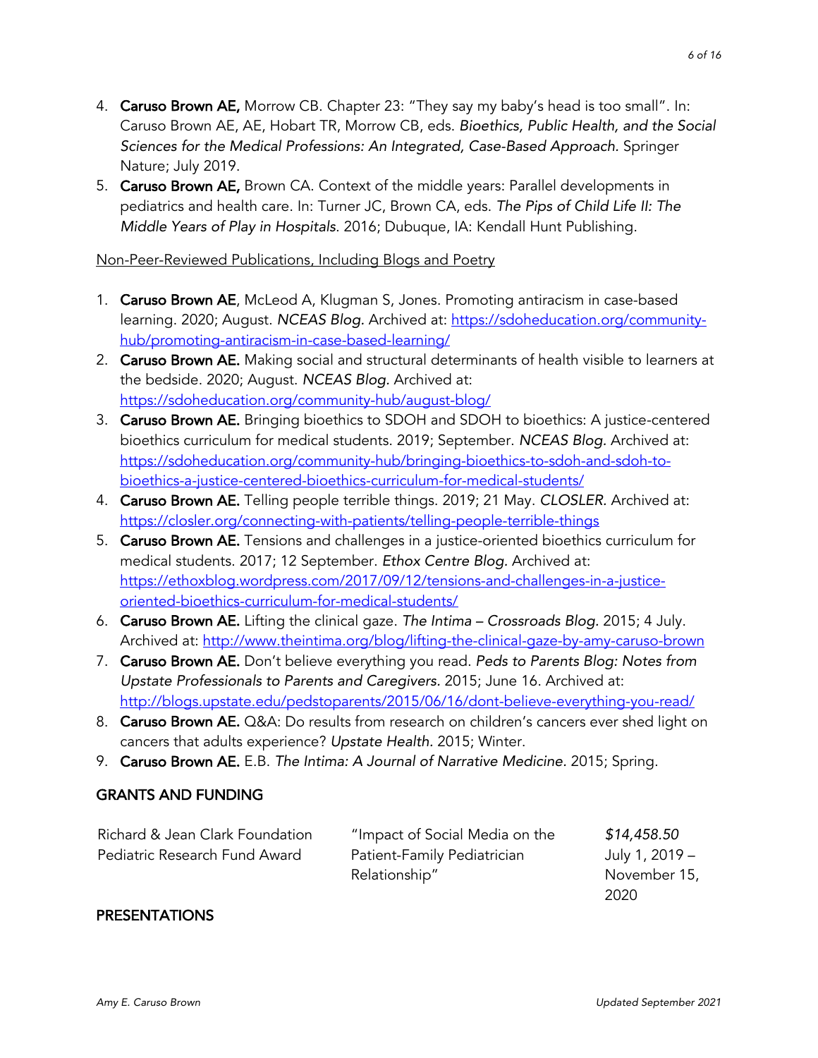4. **Caruso Brown AE,** Morrow CB. Chapter 23: "They say my baby's head is too small". In: Caruso Brown AE, AE, Hobart TR, Morrow CB, eds. *Bioethics, Public Health, and the Social Sciences for the Medical Professions: An Integrated, Case-Based Approach.* Springer Nature; July 2019.
5. **Caruso Brown AE,** Brown CA. Context of the middle years: Parallel developments in pediatrics and health care. In: Turner JC, Brown CA, eds. *The Pips of Child Life II: The Middle Years of Play in Hospitals.* 2016; Dubuque, IA: Kendall Hunt Publishing.

<u>Non-Peer-Reviewed Publications, Including Blogs and Poetry</u>

1. **Caruso Brown AE**, McLeod A, Klugman S, Jones. Promoting antiracism in case-based learning. 2020; August. *NCEAS Blog.* Archived at: https://sdoheducation.org/community-hub/promoting-antiracism-in-case-based-learning/
2. **Caruso Brown AE.** Making social and structural determinants of health visible to learners at the bedside. 2020; August. *NCEAS Blog.* Archived at: https://sdoheducation.org/community-hub/august-blog/
3. **Caruso Brown AE.** Bringing bioethics to SDOH and SDOH to bioethics: A justice-centered bioethics curriculum for medical students. 2019; September. *NCEAS Blog.* Archived at: https://sdoheducation.org/community-hub/bringing-bioethics-to-sdoh-and-sdoh-to-bioethics-a-justice-centered-bioethics-curriculum-for-medical-students/
4. **Caruso Brown AE.** Telling people terrible things. 2019; 21 May. *CLOSLER.* Archived at: https://closler.org/connecting-with-patients/telling-people-terrible-things
5. **Caruso Brown AE.** Tensions and challenges in a justice-oriented bioethics curriculum for medical students. 2017; 12 September. *Ethox Centre Blog.* Archived at: https://ethoxblog.wordpress.com/2017/09/12/tensions-and-challenges-in-a-justice-oriented-bioethics-curriculum-for-medical-students/
6. **Caruso Brown AE.** Lifting the clinical gaze. *The Intima – Crossroads Blog.* 2015; 4 July. Archived at: http://www.theintima.org/blog/lifting-the-clinical-gaze-by-amy-caruso-brown
7. **Caruso Brown AE.** Don't believe everything you read. *Peds to Parents Blog: Notes from Upstate Professionals to Parents and Caregivers.* 2015; June 16. Archived at: http://blogs.upstate.edu/pedstoparents/2015/06/16/dont-believe-everything-you-read/
8. **Caruso Brown AE.** Q&A: Do results from research on children's cancers ever shed light on cancers that adults experience? *Upstate Health.* 2015; Winter.
9. **Caruso Brown AE.** E.B. *The Intima: A Journal of Narrative Medicine.* 2015; Spring.

## GRANTS AND FUNDING

| | | |
|---|---|---|
| Richard & Jean Clark Foundation Pediatric Research Fund Award | "Impact of Social Media on the Patient-Family Pediatrician Relationship" | *$14,458.50* July 1, 2019 – November 15, 2020 |

## PRESENTATIONS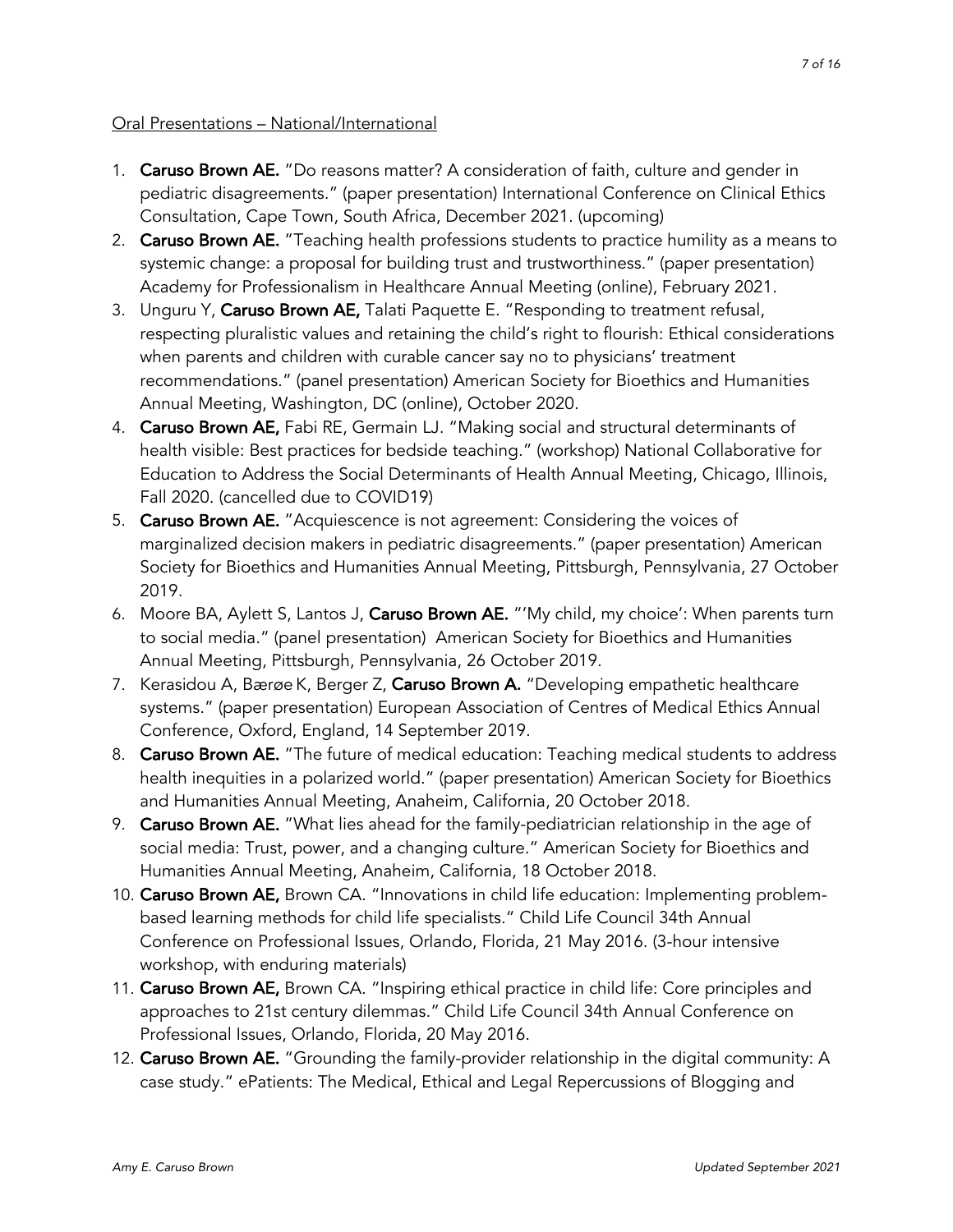Oral Presentations – National/International

1. **Caruso Brown AE.** "Do reasons matter? A consideration of faith, culture and gender in pediatric disagreements." (paper presentation) International Conference on Clinical Ethics Consultation, Cape Town, South Africa, December 2021. (upcoming)
2. **Caruso Brown AE.** "Teaching health professions students to practice humility as a means to systemic change: a proposal for building trust and trustworthiness." (paper presentation) Academy for Professionalism in Healthcare Annual Meeting (online), February 2021.
3. Unguru Y, **Caruso Brown AE,** Talati Paquette E. "Responding to treatment refusal, respecting pluralistic values and retaining the child's right to flourish: Ethical considerations when parents and children with curable cancer say no to physicians' treatment recommendations." (panel presentation) American Society for Bioethics and Humanities Annual Meeting, Washington, DC (online), October 2020.
4. **Caruso Brown AE,** Fabi RE, Germain LJ. "Making social and structural determinants of health visible: Best practices for bedside teaching." (workshop) National Collaborative for Education to Address the Social Determinants of Health Annual Meeting, Chicago, Illinois, Fall 2020. (cancelled due to COVID19)
5. **Caruso Brown AE.** "Acquiescence is not agreement: Considering the voices of marginalized decision makers in pediatric disagreements." (paper presentation) American Society for Bioethics and Humanities Annual Meeting, Pittsburgh, Pennsylvania, 27 October 2019.
6. Moore BA, Aylett S, Lantos J, **Caruso Brown AE.** "'My child, my choice': When parents turn to social media." (panel presentation) American Society for Bioethics and Humanities Annual Meeting, Pittsburgh, Pennsylvania, 26 October 2019.
7. Kerasidou A, Bærøe K, Berger Z, **Caruso Brown A.** "Developing empathetic healthcare systems." (paper presentation) European Association of Centres of Medical Ethics Annual Conference, Oxford, England, 14 September 2019.
8. **Caruso Brown AE.** "The future of medical education: Teaching medical students to address health inequities in a polarized world." (paper presentation) American Society for Bioethics and Humanities Annual Meeting, Anaheim, California, 20 October 2018.
9. **Caruso Brown AE.** "What lies ahead for the family-pediatrician relationship in the age of social media: Trust, power, and a changing culture." American Society for Bioethics and Humanities Annual Meeting, Anaheim, California, 18 October 2018.
10. **Caruso Brown AE,** Brown CA. "Innovations in child life education: Implementing problem-based learning methods for child life specialists." Child Life Council 34th Annual Conference on Professional Issues, Orlando, Florida, 21 May 2016. (3-hour intensive workshop, with enduring materials)
11. **Caruso Brown AE,** Brown CA. "Inspiring ethical practice in child life: Core principles and approaches to 21st century dilemmas." Child Life Council 34th Annual Conference on Professional Issues, Orlando, Florida, 20 May 2016.
12. **Caruso Brown AE.** "Grounding the family-provider relationship in the digital community: A case study." ePatients: The Medical, Ethical and Legal Repercussions of Blogging and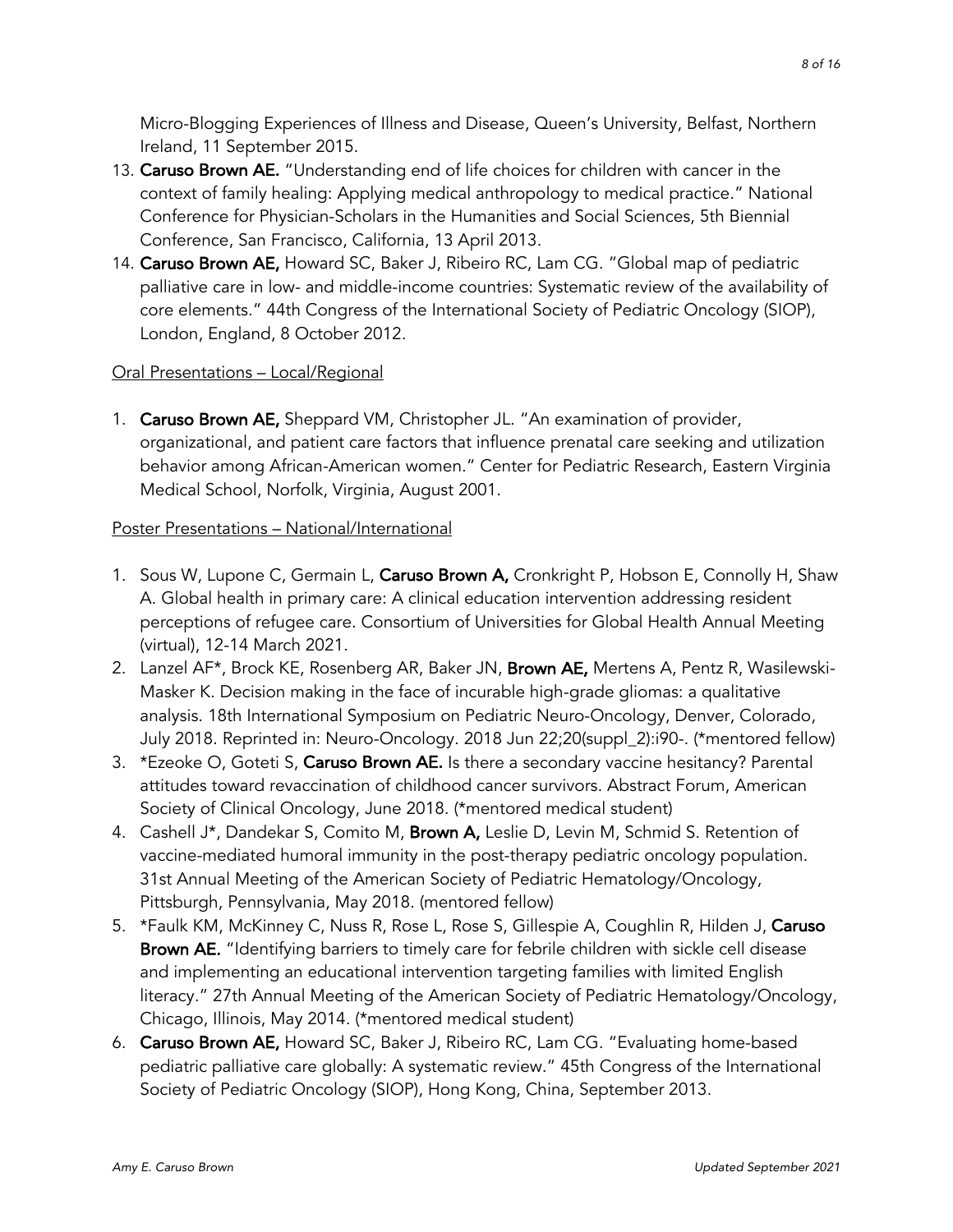Micro-Blogging Experiences of Illness and Disease, Queen's University, Belfast, Northern Ireland, 11 September 2015.

13. **Caruso Brown AE.** "Understanding end of life choices for children with cancer in the context of family healing: Applying medical anthropology to medical practice." National Conference for Physician-Scholars in the Humanities and Social Sciences, 5th Biennial Conference, San Francisco, California, 13 April 2013.
14. **Caruso Brown AE,** Howard SC, Baker J, Ribeiro RC, Lam CG. "Global map of pediatric palliative care in low- and middle-income countries: Systematic review of the availability of core elements." 44th Congress of the International Society of Pediatric Oncology (SIOP), London, England, 8 October 2012.

<u>Oral Presentations – Local/Regional</u>

1. **Caruso Brown AE,** Sheppard VM, Christopher JL. "An examination of provider, organizational, and patient care factors that influence prenatal care seeking and utilization behavior among African-American women." Center for Pediatric Research, Eastern Virginia Medical School, Norfolk, Virginia, August 2001.

<u>Poster Presentations – National/International</u>

1. Sous W, Lupone C, Germain L, **Caruso Brown A,** Cronkright P, Hobson E, Connolly H, Shaw A. Global health in primary care: A clinical education intervention addressing resident perceptions of refugee care. Consortium of Universities for Global Health Annual Meeting (virtual), 12-14 March 2021.
2. Lanzel AF*, Brock KE, Rosenberg AR, Baker JN, **Brown AE,** Mertens A, Pentz R, Wasilewski-Masker K. Decision making in the face of incurable high-grade gliomas: a qualitative analysis. 18th International Symposium on Pediatric Neuro-Oncology, Denver, Colorado, July 2018. Reprinted in: Neuro-Oncology. 2018 Jun 22;20(suppl_2):i90-. (*mentored fellow)
3. *Ezeoke O, Goteti S, **Caruso Brown AE.** Is there a secondary vaccine hesitancy? Parental attitudes toward revaccination of childhood cancer survivors. Abstract Forum, American Society of Clinical Oncology, June 2018. (*mentored medical student)
4. Cashell J*, Dandekar S, Comito M, **Brown A,** Leslie D, Levin M, Schmid S. Retention of vaccine-mediated humoral immunity in the post-therapy pediatric oncology population. 31st Annual Meeting of the American Society of Pediatric Hematology/Oncology, Pittsburgh, Pennsylvania, May 2018. (mentored fellow)
5. *Faulk KM, McKinney C, Nuss R, Rose L, Rose S, Gillespie A, Coughlin R, Hilden J, **Caruso Brown AE.** "Identifying barriers to timely care for febrile children with sickle cell disease and implementing an educational intervention targeting families with limited English literacy." 27th Annual Meeting of the American Society of Pediatric Hematology/Oncology, Chicago, Illinois, May 2014. (*mentored medical student)
6. **Caruso Brown AE,** Howard SC, Baker J, Ribeiro RC, Lam CG. "Evaluating home-based pediatric palliative care globally: A systematic review." 45th Congress of the International Society of Pediatric Oncology (SIOP), Hong Kong, China, September 2013.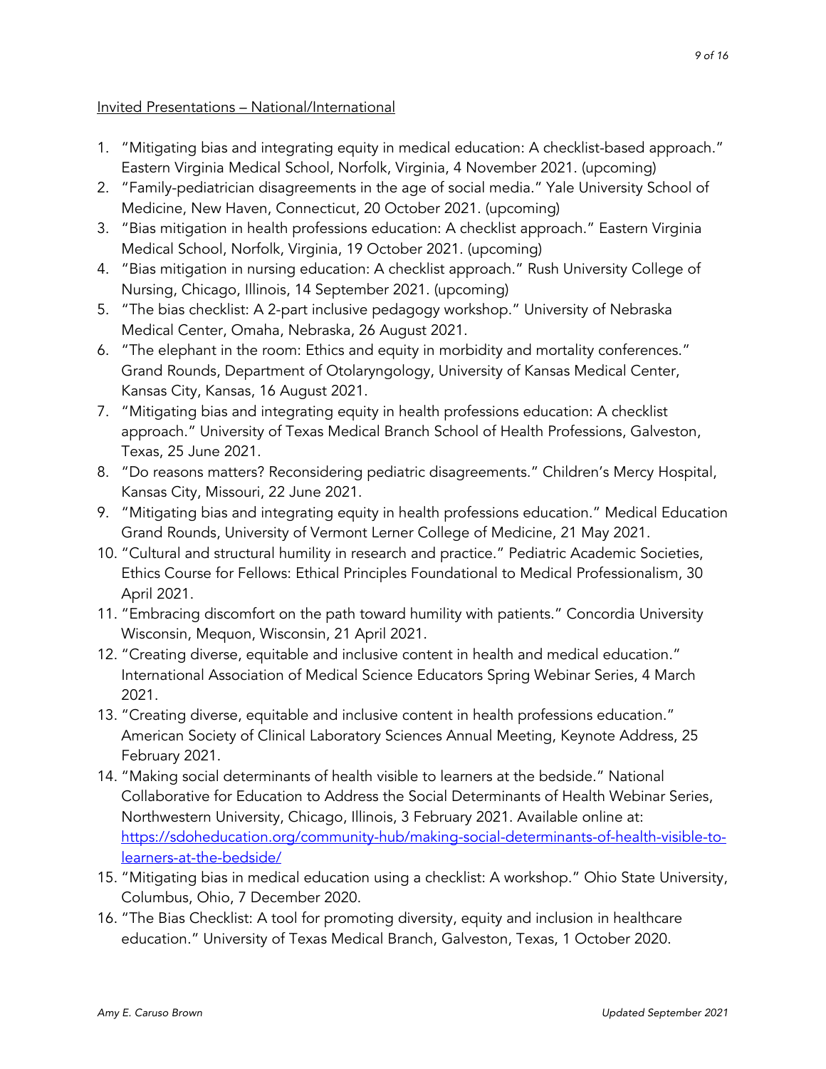Invited Presentations – National/International

1. "Mitigating bias and integrating equity in medical education: A checklist-based approach." Eastern Virginia Medical School, Norfolk, Virginia, 4 November 2021. (upcoming)
2. "Family-pediatrician disagreements in the age of social media." Yale University School of Medicine, New Haven, Connecticut, 20 October 2021. (upcoming)
3. "Bias mitigation in health professions education: A checklist approach." Eastern Virginia Medical School, Norfolk, Virginia, 19 October 2021. (upcoming)
4. "Bias mitigation in nursing education: A checklist approach." Rush University College of Nursing, Chicago, Illinois, 14 September 2021. (upcoming)
5. "The bias checklist: A 2-part inclusive pedagogy workshop." University of Nebraska Medical Center, Omaha, Nebraska, 26 August 2021.
6. "The elephant in the room: Ethics and equity in morbidity and mortality conferences." Grand Rounds, Department of Otolaryngology, University of Kansas Medical Center, Kansas City, Kansas, 16 August 2021.
7. "Mitigating bias and integrating equity in health professions education: A checklist approach." University of Texas Medical Branch School of Health Professions, Galveston, Texas, 25 June 2021.
8. "Do reasons matters? Reconsidering pediatric disagreements." Children's Mercy Hospital, Kansas City, Missouri, 22 June 2021.
9. "Mitigating bias and integrating equity in health professions education." Medical Education Grand Rounds, University of Vermont Lerner College of Medicine, 21 May 2021.
10. "Cultural and structural humility in research and practice." Pediatric Academic Societies, Ethics Course for Fellows: Ethical Principles Foundational to Medical Professionalism, 30 April 2021.
11. "Embracing discomfort on the path toward humility with patients." Concordia University Wisconsin, Mequon, Wisconsin, 21 April 2021.
12. "Creating diverse, equitable and inclusive content in health and medical education." International Association of Medical Science Educators Spring Webinar Series, 4 March 2021.
13. "Creating diverse, equitable and inclusive content in health professions education." American Society of Clinical Laboratory Sciences Annual Meeting, Keynote Address, 25 February 2021.
14. "Making social determinants of health visible to learners at the bedside." National Collaborative for Education to Address the Social Determinants of Health Webinar Series, Northwestern University, Chicago, Illinois, 3 February 2021. Available online at: [https://sdoheducation.org/community-hub/making-social-determinants-of-health-visible-to-learners-at-the-bedside/](https://sdoheducation.org/community-hub/making-social-determinants-of-health-visible-to-learners-at-the-bedside/)
15. "Mitigating bias in medical education using a checklist: A workshop." Ohio State University, Columbus, Ohio, 7 December 2020.
16. "The Bias Checklist: A tool for promoting diversity, equity and inclusion in healthcare education." University of Texas Medical Branch, Galveston, Texas, 1 October 2020.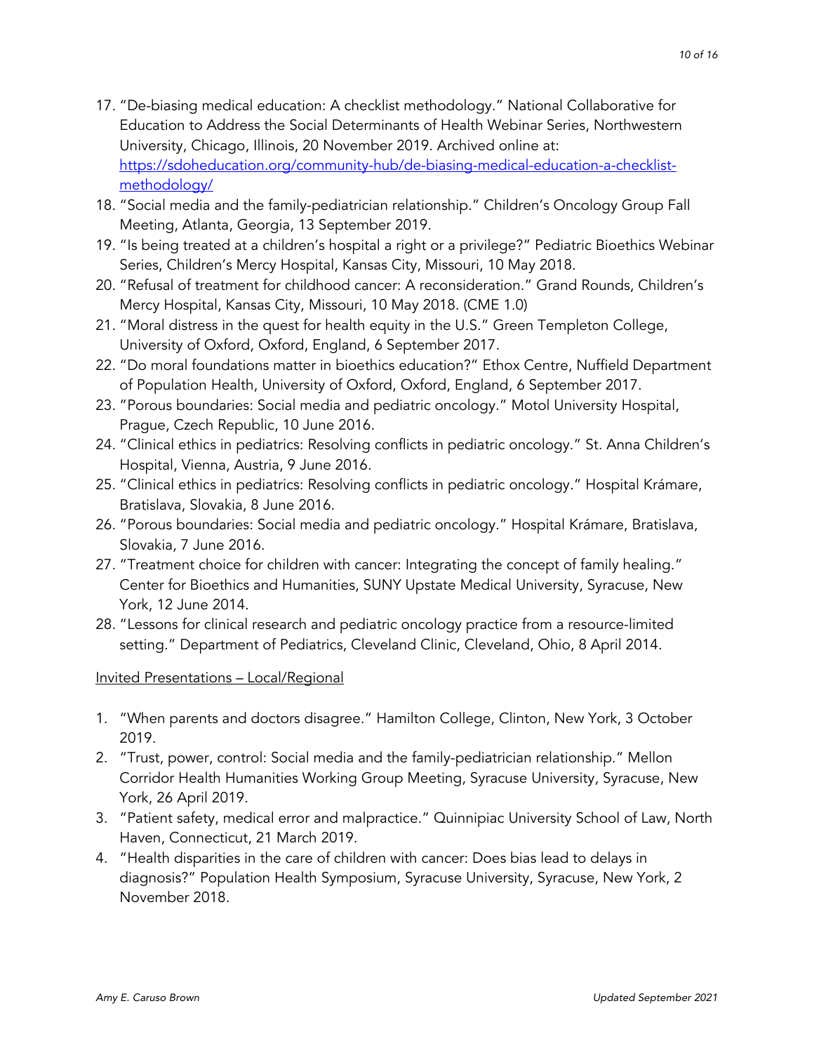17. "De-biasing medical education: A checklist methodology." National Collaborative for Education to Address the Social Determinants of Health Webinar Series, Northwestern University, Chicago, Illinois, 20 November 2019. Archived online at: https://sdoheducation.org/community-hub/de-biasing-medical-education-a-checklist-methodology/
18. "Social media and the family-pediatrician relationship." Children's Oncology Group Fall Meeting, Atlanta, Georgia, 13 September 2019.
19. "Is being treated at a children's hospital a right or a privilege?" Pediatric Bioethics Webinar Series, Children's Mercy Hospital, Kansas City, Missouri, 10 May 2018.
20. "Refusal of treatment for childhood cancer: A reconsideration." Grand Rounds, Children's Mercy Hospital, Kansas City, Missouri, 10 May 2018. (CME 1.0)
21. "Moral distress in the quest for health equity in the U.S." Green Templeton College, University of Oxford, Oxford, England, 6 September 2017.
22. "Do moral foundations matter in bioethics education?" Ethox Centre, Nuffield Department of Population Health, University of Oxford, Oxford, England, 6 September 2017.
23. "Porous boundaries: Social media and pediatric oncology." Motol University Hospital, Prague, Czech Republic, 10 June 2016.
24. "Clinical ethics in pediatrics: Resolving conflicts in pediatric oncology." St. Anna Children's Hospital, Vienna, Austria, 9 June 2016.
25. "Clinical ethics in pediatrics: Resolving conflicts in pediatric oncology." Hospital Krámare, Bratislava, Slovakia, 8 June 2016.
26. "Porous boundaries: Social media and pediatric oncology." Hospital Krámare, Bratislava, Slovakia, 7 June 2016.
27. "Treatment choice for children with cancer: Integrating the concept of family healing." Center for Bioethics and Humanities, SUNY Upstate Medical University, Syracuse, New York, 12 June 2014.
28. "Lessons for clinical research and pediatric oncology practice from a resource-limited setting." Department of Pediatrics, Cleveland Clinic, Cleveland, Ohio, 8 April 2014.

Invited Presentations – Local/Regional

1. "When parents and doctors disagree." Hamilton College, Clinton, New York, 3 October 2019.
2. "Trust, power, control: Social media and the family-pediatrician relationship." Mellon Corridor Health Humanities Working Group Meeting, Syracuse University, Syracuse, New York, 26 April 2019.
3. "Patient safety, medical error and malpractice." Quinnipiac University School of Law, North Haven, Connecticut, 21 March 2019.
4. "Health disparities in the care of children with cancer: Does bias lead to delays in diagnosis?" Population Health Symposium, Syracuse University, Syracuse, New York, 2 November 2018.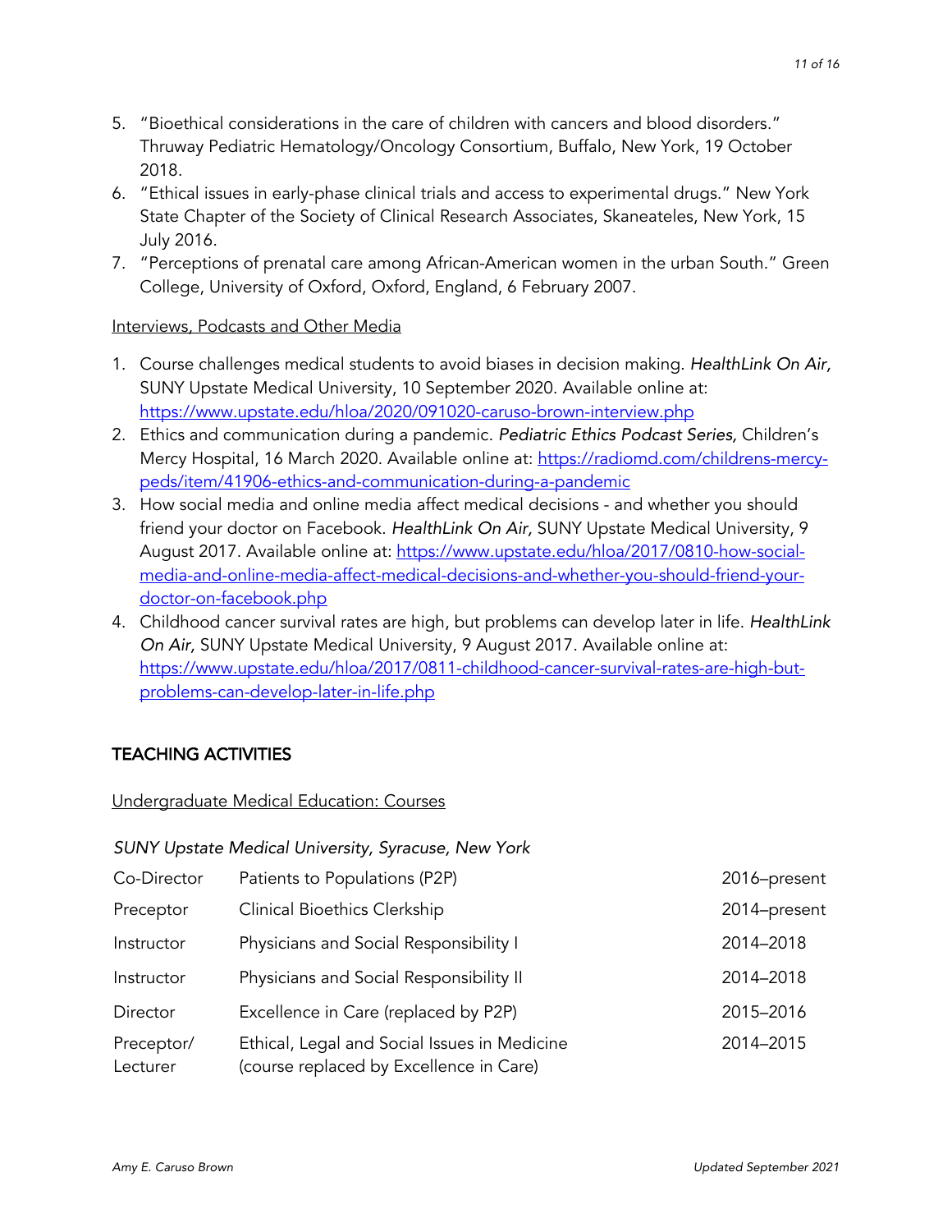5. "Bioethical considerations in the care of children with cancers and blood disorders." Thruway Pediatric Hematology/Oncology Consortium, Buffalo, New York, 19 October 2018.
6. "Ethical issues in early-phase clinical trials and access to experimental drugs." New York State Chapter of the Society of Clinical Research Associates, Skaneateles, New York, 15 July 2016.
7. "Perceptions of prenatal care among African-American women in the urban South." Green College, University of Oxford, Oxford, England, 6 February 2007.

Interviews, Podcasts and Other Media

1. Course challenges medical students to avoid biases in decision making. *HealthLink On Air,* SUNY Upstate Medical University, 10 September 2020. Available online at: https://www.upstate.edu/hloa/2020/091020-caruso-brown-interview.php
2. Ethics and communication during a pandemic. *Pediatric Ethics Podcast Series,* Children's Mercy Hospital, 16 March 2020. Available online at: https://radiomd.com/childrens-mercy-peds/item/41906-ethics-and-communication-during-a-pandemic
3. How social media and online media affect medical decisions - and whether you should friend your doctor on Facebook. *HealthLink On Air,* SUNY Upstate Medical University, 9 August 2017. Available online at: https://www.upstate.edu/hloa/2017/0810-how-social-media-and-online-media-affect-medical-decisions-and-whether-you-should-friend-your-doctor-on-facebook.php
4. Childhood cancer survival rates are high, but problems can develop later in life. *HealthLink On Air,* SUNY Upstate Medical University, 9 August 2017. Available online at: https://www.upstate.edu/hloa/2017/0811-childhood-cancer-survival-rates-are-high-but-problems-can-develop-later-in-life.php

## TEACHING ACTIVITIES

Undergraduate Medical Education: Courses

*SUNY Upstate Medical University, Syracuse, New York*

| | | |
|---|---|---|
| Co-Director | Patients to Populations (P2P) | 2016–present |
| Preceptor | Clinical Bioethics Clerkship | 2014–present |
| Instructor | Physicians and Social Responsibility I | 2014–2018 |
| Instructor | Physicians and Social Responsibility II | 2014–2018 |
| Director | Excellence in Care (replaced by P2P) | 2015–2016 |
| Preceptor/ Lecturer | Ethical, Legal and Social Issues in Medicine (course replaced by Excellence in Care) | 2014–2015 |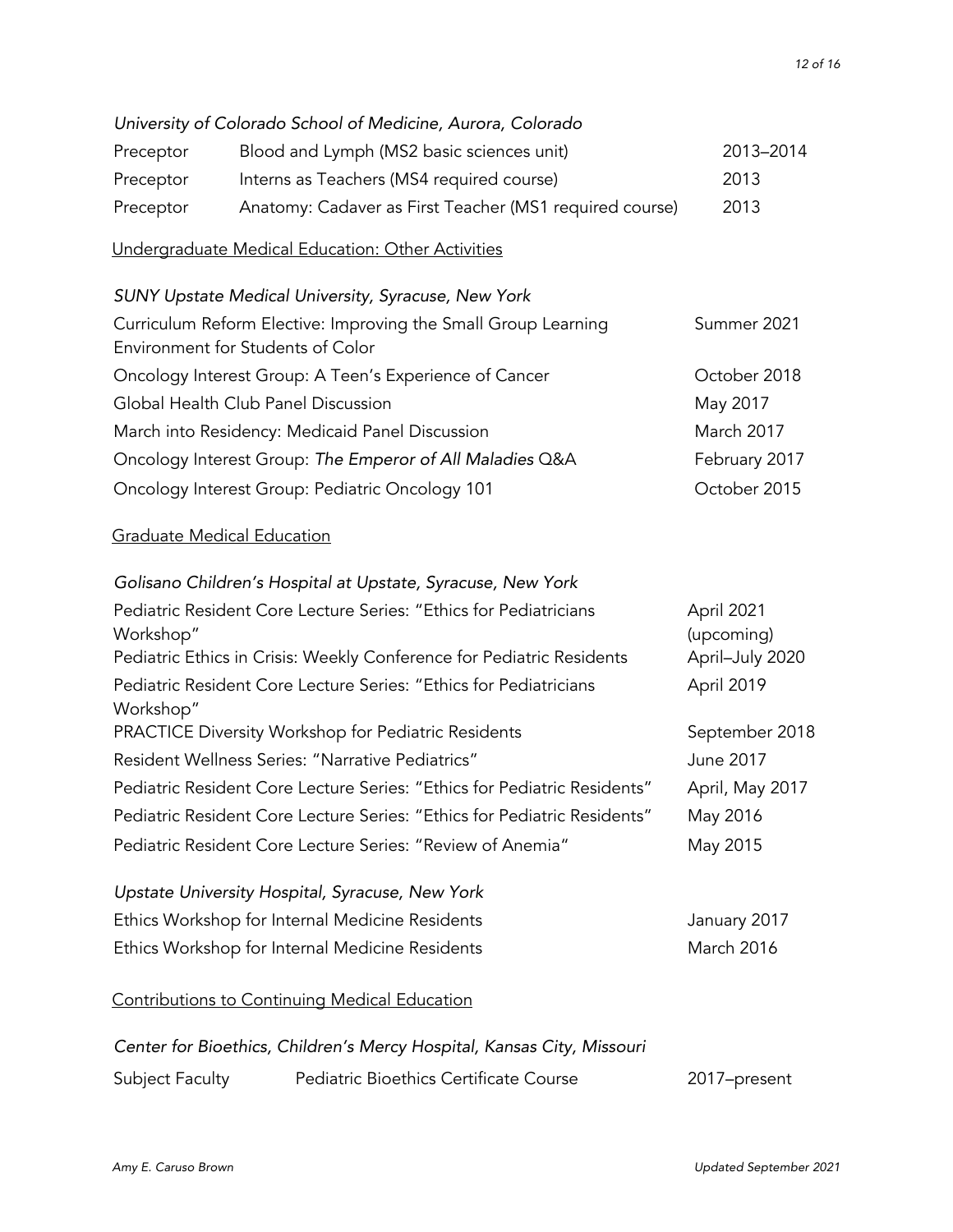*University of Colorado School of Medicine, Aurora, Colorado*

| | | |
|---|---|---|
| Preceptor | Blood and Lymph (MS2 basic sciences unit) | 2013–2014 |
| Preceptor | Interns as Teachers (MS4 required course) | 2013 |
| Preceptor | Anatomy: Cadaver as First Teacher (MS1 required course) | 2013 |

<u>Undergraduate Medical Education: Other Activities</u>

*SUNY Upstate Medical University, Syracuse, New York*

| | |
|---|---|
| Curriculum Reform Elective: Improving the Small Group Learning Environment for Students of Color | Summer 2021 |
| Oncology Interest Group: A Teen's Experience of Cancer | October 2018 |
| Global Health Club Panel Discussion | May 2017 |
| March into Residency: Medicaid Panel Discussion | March 2017 |
| Oncology Interest Group: *The Emperor of All Maladies* Q&A | February 2017 |
| Oncology Interest Group: Pediatric Oncology 101 | October 2015 |

<u>Graduate Medical Education</u>

*Golisano Children's Hospital at Upstate, Syracuse, New York*

| | |
|---|---|
| Pediatric Resident Core Lecture Series: "Ethics for Pediatricians Workshop" | April 2021 (upcoming) |
| Pediatric Ethics in Crisis: Weekly Conference for Pediatric Residents | April–July 2020 |
| Pediatric Resident Core Lecture Series: "Ethics for Pediatricians Workshop" | April 2019 |
| PRACTICE Diversity Workshop for Pediatric Residents | September 2018 |
| Resident Wellness Series: "Narrative Pediatrics" | June 2017 |
| Pediatric Resident Core Lecture Series: "Ethics for Pediatric Residents" | April, May 2017 |
| Pediatric Resident Core Lecture Series: "Ethics for Pediatric Residents" | May 2016 |
| Pediatric Resident Core Lecture Series: "Review of Anemia" | May 2015 |

*Upstate University Hospital, Syracuse, New York*

| | |
|---|---|
| Ethics Workshop for Internal Medicine Residents | January 2017 |
| Ethics Workshop for Internal Medicine Residents | March 2016 |

<u>Contributions to Continuing Medical Education</u>

*Center for Bioethics, Children's Mercy Hospital, Kansas City, Missouri*

| | | |
|---|---|---|
| Subject Faculty | Pediatric Bioethics Certificate Course | 2017–present |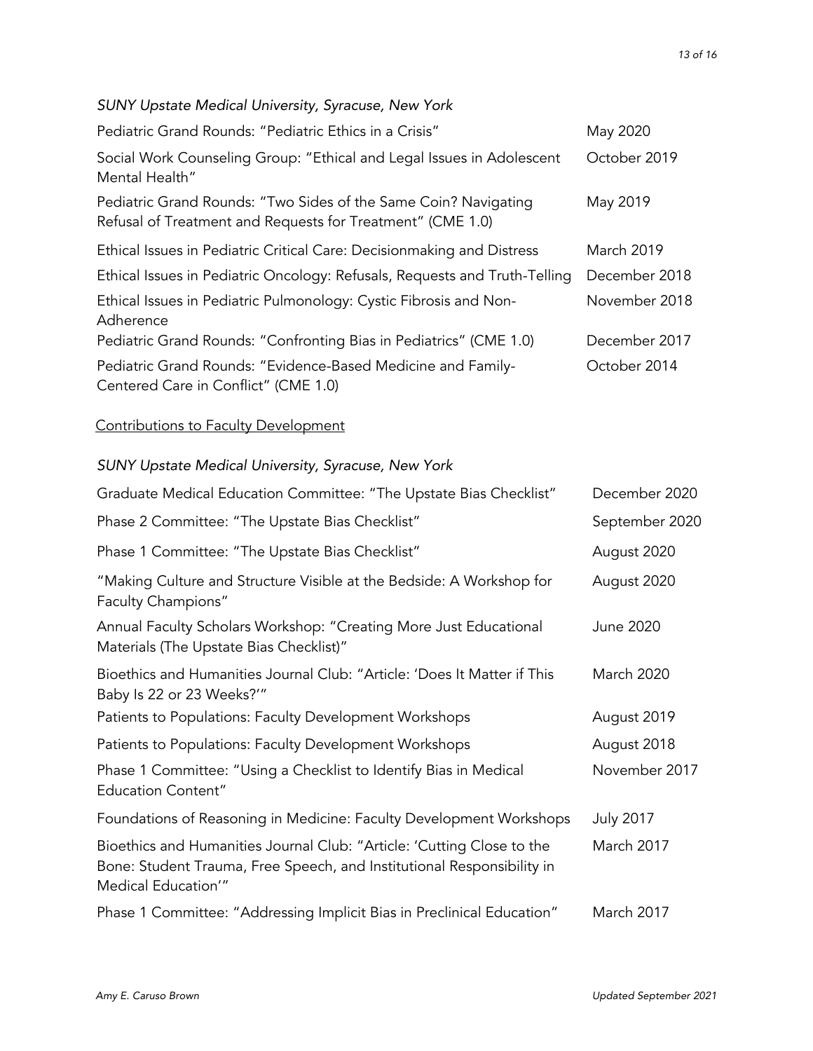*SUNY Upstate Medical University, Syracuse, New York*

| | |
|---|---|
| Pediatric Grand Rounds: "Pediatric Ethics in a Crisis" | May 2020 |
| Social Work Counseling Group: "Ethical and Legal Issues in Adolescent Mental Health" | October 2019 |
| Pediatric Grand Rounds: "Two Sides of the Same Coin? Navigating Refusal of Treatment and Requests for Treatment" (CME 1.0) | May 2019 |
| Ethical Issues in Pediatric Critical Care: Decisionmaking and Distress | March 2019 |
| Ethical Issues in Pediatric Oncology: Refusals, Requests and Truth-Telling | December 2018 |
| Ethical Issues in Pediatric Pulmonology: Cystic Fibrosis and Non-Adherence | November 2018 |
| Pediatric Grand Rounds: "Confronting Bias in Pediatrics" (CME 1.0) | December 2017 |
| Pediatric Grand Rounds: "Evidence-Based Medicine and Family-Centered Care in Conflict" (CME 1.0) | October 2014 |

<u>Contributions to Faculty Development</u>

*SUNY Upstate Medical University, Syracuse, New York*

| | |
|---|---|
| Graduate Medical Education Committee: "The Upstate Bias Checklist" | December 2020 |
| Phase 2 Committee: "The Upstate Bias Checklist" | September 2020 |
| Phase 1 Committee: "The Upstate Bias Checklist" | August 2020 |
| "Making Culture and Structure Visible at the Bedside: A Workshop for Faculty Champions" | August 2020 |
| Annual Faculty Scholars Workshop: "Creating More Just Educational Materials (The Upstate Bias Checklist)" | June 2020 |
| Bioethics and Humanities Journal Club: "Article: 'Does It Matter if This Baby Is 22 or 23 Weeks?'" | March 2020 |
| Patients to Populations: Faculty Development Workshops | August 2019 |
| Patients to Populations: Faculty Development Workshops | August 2018 |
| Phase 1 Committee: "Using a Checklist to Identify Bias in Medical Education Content" | November 2017 |
| Foundations of Reasoning in Medicine: Faculty Development Workshops | July 2017 |
| Bioethics and Humanities Journal Club: "Article: 'Cutting Close to the Bone: Student Trauma, Free Speech, and Institutional Responsibility in Medical Education'" | March 2017 |
| Phase 1 Committee: "Addressing Implicit Bias in Preclinical Education" | March 2017 |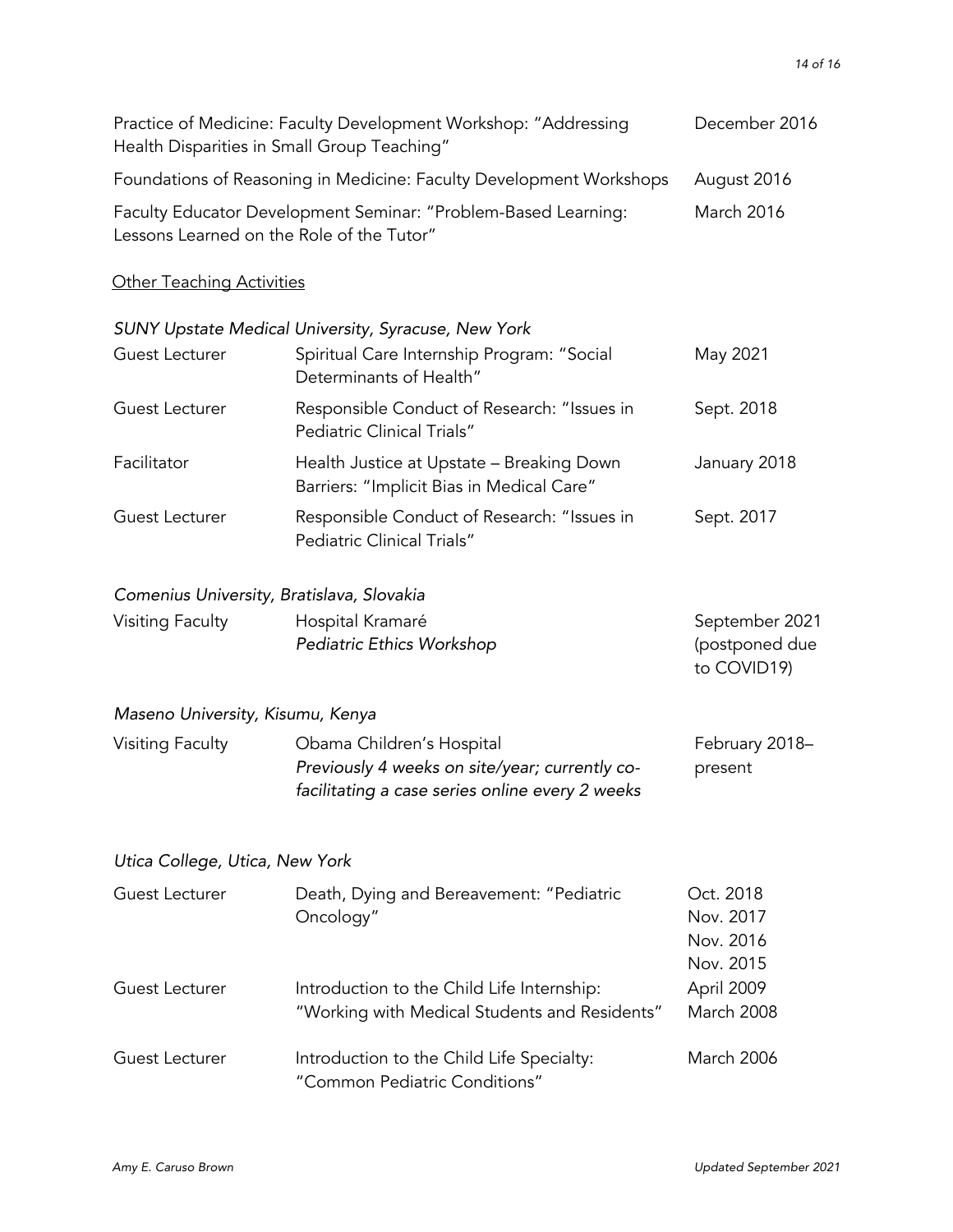| | |
|---|---|
| Practice of Medicine: Faculty Development Workshop: "Addressing Health Disparities in Small Group Teaching" | December 2016 |
| Foundations of Reasoning in Medicine: Faculty Development Workshops | August 2016 |
| Faculty Educator Development Seminar: "Problem-Based Learning: Lessons Learned on the Role of the Tutor" | March 2016 |

<u>Other Teaching Activities</u>

*SUNY Upstate Medical University, Syracuse, New York*

| | | |
|---|---|---|
| Guest Lecturer | Spiritual Care Internship Program: "Social Determinants of Health" | May 2021 |
| Guest Lecturer | Responsible Conduct of Research: "Issues in Pediatric Clinical Trials" | Sept. 2018 |
| Facilitator | Health Justice at Upstate – Breaking Down Barriers: "Implicit Bias in Medical Care" | January 2018 |
| Guest Lecturer | Responsible Conduct of Research: "Issues in Pediatric Clinical Trials" | Sept. 2017 |

*Comenius University, Bratislava, Slovakia*

| | | |
|---|---|---|
| Visiting Faculty | Hospital Kramaré<br>*Pediatric Ethics Workshop* | September 2021 (postponed due to COVID19) |

*Maseno University, Kisumu, Kenya*

| | | |
|---|---|---|
| Visiting Faculty | Obama Children's Hospital<br>*Previously 4 weeks on site/year; currently co-facilitating a case series online every 2 weeks* | February 2018–present |

*Utica College, Utica, New York*

| | | |
|---|---|---|
| Guest Lecturer | Death, Dying and Bereavement: "Pediatric Oncology" | Oct. 2018<br>Nov. 2017<br>Nov. 2016<br>Nov. 2015 |
| Guest Lecturer | Introduction to the Child Life Internship: "Working with Medical Students and Residents" | April 2009<br>March 2008 |
| Guest Lecturer | Introduction to the Child Life Specialty: "Common Pediatric Conditions" | March 2006 |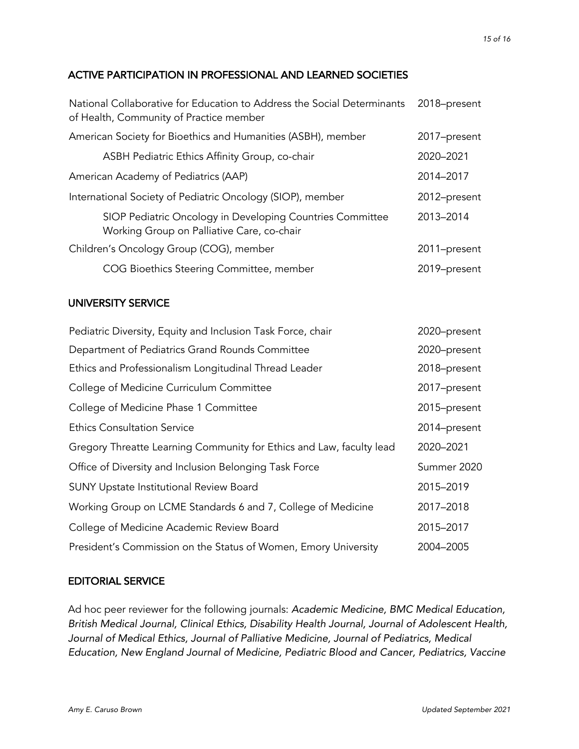## ACTIVE PARTICIPATION IN PROFESSIONAL AND LEARNED SOCIETIES

| | |
|---|---|
| National Collaborative for Education to Address the Social Determinants of Health, Community of Practice member | 2018–present |
| American Society for Bioethics and Humanities (ASBH), member | 2017–present |
| &nbsp;&nbsp;&nbsp;&nbsp;ASBH Pediatric Ethics Affinity Group, co-chair | 2020–2021 |
| American Academy of Pediatrics (AAP) | 2014–2017 |
| International Society of Pediatric Oncology (SIOP), member | 2012–present |
| &nbsp;&nbsp;&nbsp;&nbsp;SIOP Pediatric Oncology in Developing Countries Committee Working Group on Palliative Care, co-chair | 2013–2014 |
| Children's Oncology Group (COG), member | 2011–present |
| &nbsp;&nbsp;&nbsp;&nbsp;COG Bioethics Steering Committee, member | 2019–present |

## UNIVERSITY SERVICE

| | |
|---|---|
| Pediatric Diversity, Equity and Inclusion Task Force, chair | 2020–present |
| Department of Pediatrics Grand Rounds Committee | 2020–present |
| Ethics and Professionalism Longitudinal Thread Leader | 2018–present |
| College of Medicine Curriculum Committee | 2017–present |
| College of Medicine Phase 1 Committee | 2015–present |
| Ethics Consultation Service | 2014–present |
| Gregory Threatte Learning Community for Ethics and Law, faculty lead | 2020–2021 |
| Office of Diversity and Inclusion Belonging Task Force | Summer 2020 |
| SUNY Upstate Institutional Review Board | 2015–2019 |
| Working Group on LCME Standards 6 and 7, College of Medicine | 2017–2018 |
| College of Medicine Academic Review Board | 2015–2017 |
| President's Commission on the Status of Women, Emory University | 2004–2005 |

## EDITORIAL SERVICE

Ad hoc peer reviewer for the following journals: *Academic Medicine, BMC Medical Education, British Medical Journal, Clinical Ethics, Disability Health Journal, Journal of Adolescent Health, Journal of Medical Ethics, Journal of Palliative Medicine, Journal of Pediatrics, Medical Education, New England Journal of Medicine, Pediatric Blood and Cancer, Pediatrics, Vaccine*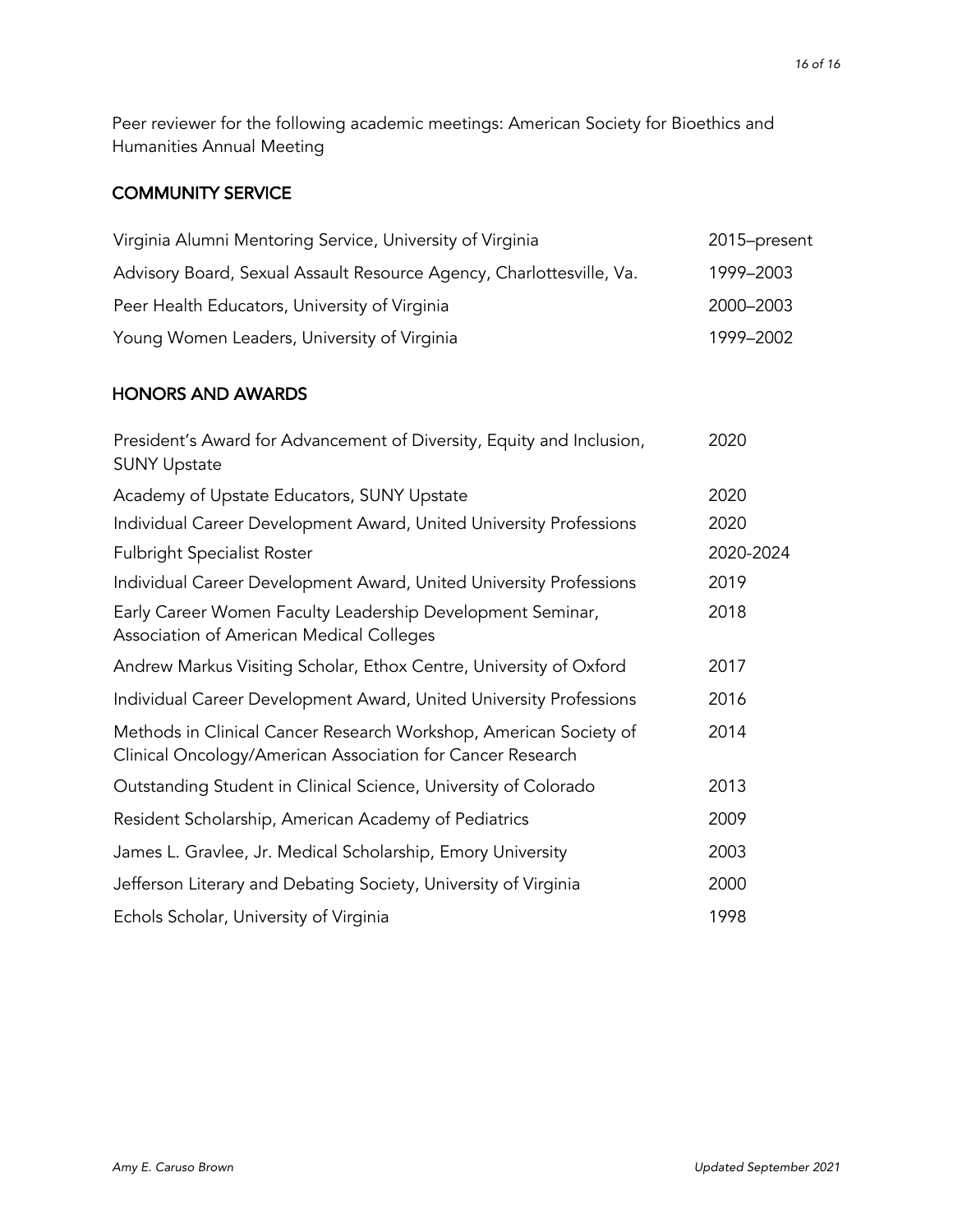Peer reviewer for the following academic meetings: American Society for Bioethics and Humanities Annual Meeting

## COMMUNITY SERVICE

| | |
|---|---|
| Virginia Alumni Mentoring Service, University of Virginia | 2015–present |
| Advisory Board, Sexual Assault Resource Agency, Charlottesville, Va. | 1999–2003 |
| Peer Health Educators, University of Virginia | 2000–2003 |
| Young Women Leaders, University of Virginia | 1999–2002 |

## HONORS AND AWARDS

| | |
|---|---|
| President's Award for Advancement of Diversity, Equity and Inclusion, SUNY Upstate | 2020 |
| Academy of Upstate Educators, SUNY Upstate | 2020 |
| Individual Career Development Award, United University Professions | 2020 |
| Fulbright Specialist Roster | 2020-2024 |
| Individual Career Development Award, United University Professions | 2019 |
| Early Career Women Faculty Leadership Development Seminar, Association of American Medical Colleges | 2018 |
| Andrew Markus Visiting Scholar, Ethox Centre, University of Oxford | 2017 |
| Individual Career Development Award, United University Professions | 2016 |
| Methods in Clinical Cancer Research Workshop, American Society of Clinical Oncology/American Association for Cancer Research | 2014 |
| Outstanding Student in Clinical Science, University of Colorado | 2013 |
| Resident Scholarship, American Academy of Pediatrics | 2009 |
| James L. Gravlee, Jr. Medical Scholarship, Emory University | 2003 |
| Jefferson Literary and Debating Society, University of Virginia | 2000 |
| Echols Scholar, University of Virginia | 1998 |